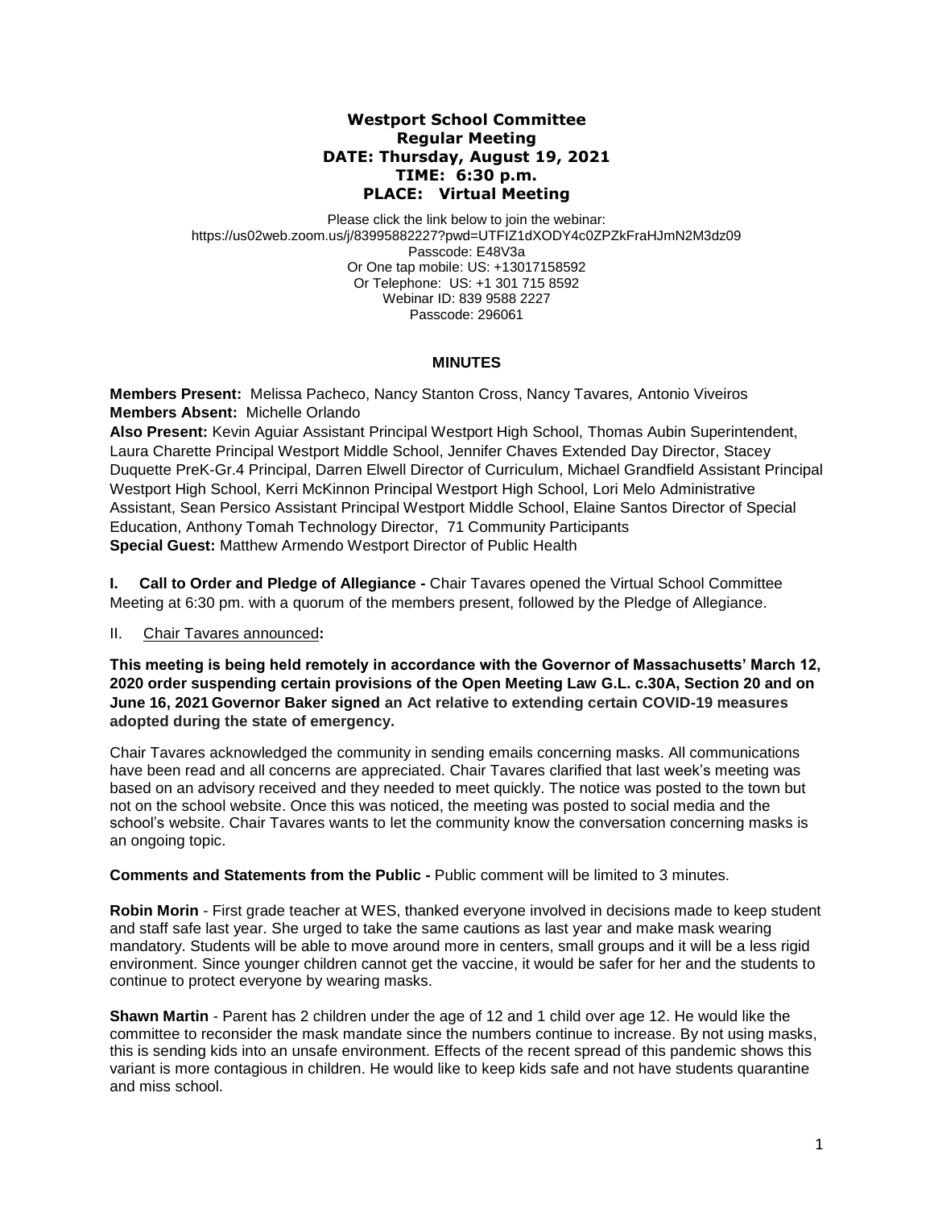# Westport School Committee
## Regular Meeting
### DATE: Thursday, August 19, 2021
### TIME: 6:30 p.m.
### PLACE: Virtual Meeting

Please click the link below to join the webinar:
https://us02web.zoom.us/j/83995882227?pwd=UTFIZ1dXODY4c0ZPZkFraHJmN2M3dz09
Passcode: E48V3a
Or One tap mobile: US: +13017158592
Or Telephone: US: +1 301 715 8592
Webinar ID: 839 9588 2227
Passcode: 296061

## MINUTES

**Members Present:** Melissa Pacheco, Nancy Stanton Cross, Nancy Tavares, Antonio Viveiros
**Members Absent:** Michelle Orlando
**Also Present:** Kevin Aguiar Assistant Principal Westport High School, Thomas Aubin Superintendent, Laura Charette Principal Westport Middle School, Jennifer Chaves Extended Day Director, Stacey Duquette PreK-Gr.4 Principal, Darren Elwell Director of Curriculum, Michael Grandfield Assistant Principal Westport High School, Kerri McKinnon Principal Westport High School, Lori Melo Administrative Assistant, Sean Persico Assistant Principal Westport Middle School, Elaine Santos Director of Special Education, Anthony Tomah Technology Director, 71 Community Participants
**Special Guest:** Matthew Armendo Westport Director of Public Health

**I. Call to Order and Pledge of Allegiance -** Chair Tavares opened the Virtual School Committee Meeting at 6:30 pm. with a quorum of the members present, followed by the Pledge of Allegiance.

II. Chair Tavares announced**:**

**This meeting is being held remotely in accordance with the Governor of Massachusetts' March 12, 2020 order suspending certain provisions of the Open Meeting Law G.L. c.30A, Section 20 and on June 16, 2021 Governor Baker signed an Act relative to extending certain COVID-19 measures adopted during the state of emergency.**

Chair Tavares acknowledged the community in sending emails concerning masks. All communications have been read and all concerns are appreciated. Chair Tavares clarified that last week's meeting was based on an advisory received and they needed to meet quickly. The notice was posted to the town but not on the school website. Once this was noticed, the meeting was posted to social media and the school's website. Chair Tavares wants to let the community know the conversation concerning masks is an ongoing topic.

**Comments and Statements from the Public -** Public comment will be limited to 3 minutes.

**Robin Morin** - First grade teacher at WES, thanked everyone involved in decisions made to keep student and staff safe last year. She urged to take the same cautions as last year and make mask wearing mandatory. Students will be able to move around more in centers, small groups and it will be a less rigid environment. Since younger children cannot get the vaccine, it would be safer for her and the students to continue to protect everyone by wearing masks.

**Shawn Martin** - Parent has 2 children under the age of 12 and 1 child over age 12. He would like the committee to reconsider the mask mandate since the numbers continue to increase. By not using masks, this is sending kids into an unsafe environment. Effects of the recent spread of this pandemic shows this variant is more contagious in children. He would like to keep kids safe and not have students quarantine and miss school.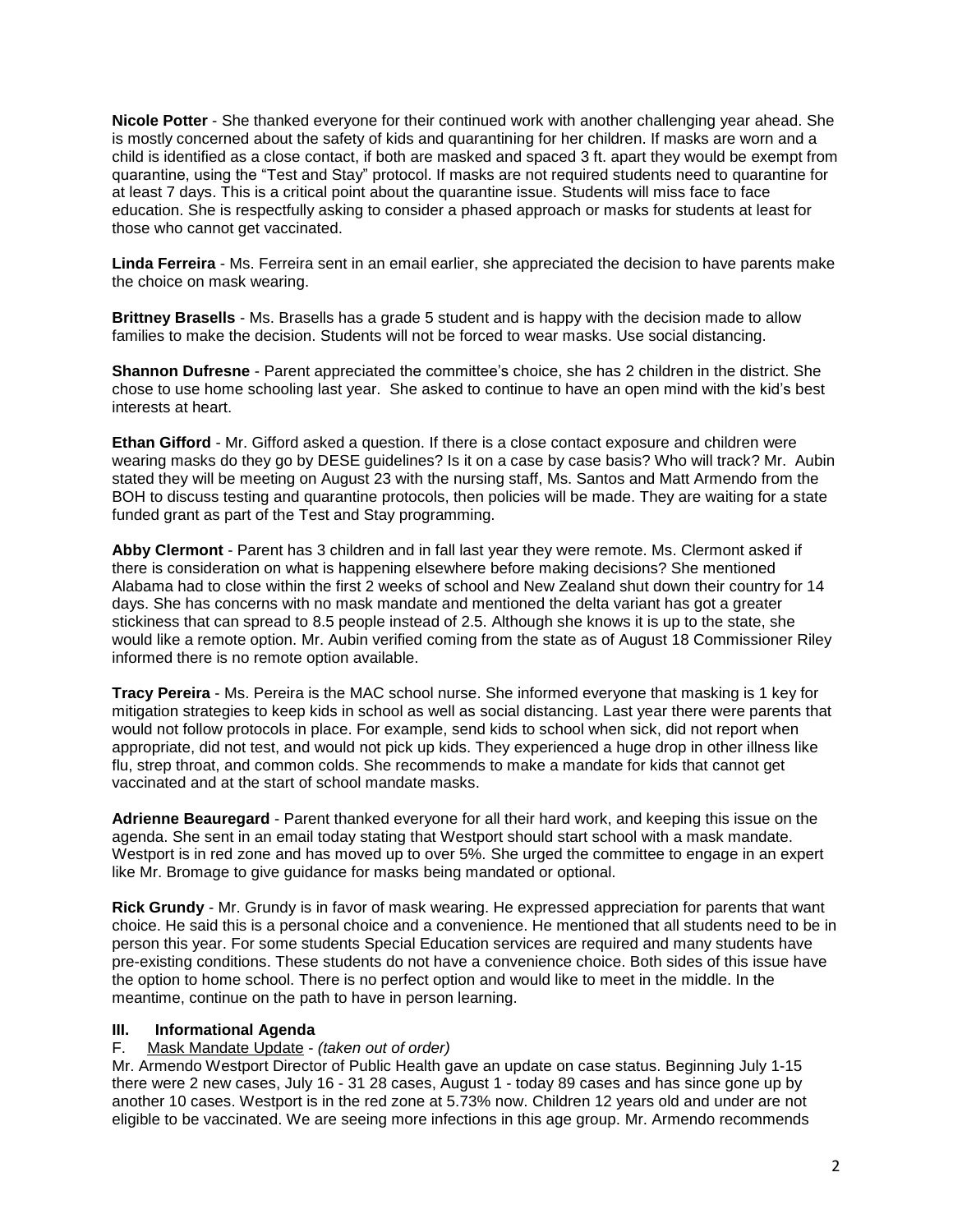**Nicole Potter** - She thanked everyone for their continued work with another challenging year ahead. She is mostly concerned about the safety of kids and quarantining for her children. If masks are worn and a child is identified as a close contact, if both are masked and spaced 3 ft. apart they would be exempt from quarantine, using the "Test and Stay" protocol. If masks are not required students need to quarantine for at least 7 days. This is a critical point about the quarantine issue. Students will miss face to face education. She is respectfully asking to consider a phased approach or masks for students at least for those who cannot get vaccinated.

**Linda Ferreira** - Ms. Ferreira sent in an email earlier, she appreciated the decision to have parents make the choice on mask wearing.

**Brittney Brasells** - Ms. Brasells has a grade 5 student and is happy with the decision made to allow families to make the decision. Students will not be forced to wear masks. Use social distancing.

**Shannon Dufresne** - Parent appreciated the committee's choice, she has 2 children in the district. She chose to use home schooling last year. She asked to continue to have an open mind with the kid's best interests at heart.

**Ethan Gifford** - Mr. Gifford asked a question. If there is a close contact exposure and children were wearing masks do they go by DESE guidelines? Is it on a case by case basis? Who will track? Mr. Aubin stated they will be meeting on August 23 with the nursing staff, Ms. Santos and Matt Armendo from the BOH to discuss testing and quarantine protocols, then policies will be made. They are waiting for a state funded grant as part of the Test and Stay programming.

**Abby Clermont** - Parent has 3 children and in fall last year they were remote. Ms. Clermont asked if there is consideration on what is happening elsewhere before making decisions? She mentioned Alabama had to close within the first 2 weeks of school and New Zealand shut down their country for 14 days. She has concerns with no mask mandate and mentioned the delta variant has got a greater stickiness that can spread to 8.5 people instead of 2.5. Although she knows it is up to the state, she would like a remote option. Mr. Aubin verified coming from the state as of August 18 Commissioner Riley informed there is no remote option available.

**Tracy Pereira** - Ms. Pereira is the MAC school nurse. She informed everyone that masking is 1 key for mitigation strategies to keep kids in school as well as social distancing. Last year there were parents that would not follow protocols in place. For example, send kids to school when sick, did not report when appropriate, did not test, and would not pick up kids. They experienced a huge drop in other illness like flu, strep throat, and common colds. She recommends to make a mandate for kids that cannot get vaccinated and at the start of school mandate masks.

**Adrienne Beauregard** - Parent thanked everyone for all their hard work, and keeping this issue on the agenda. She sent in an email today stating that Westport should start school with a mask mandate. Westport is in red zone and has moved up to over 5%. She urged the committee to engage in an expert like Mr. Bromage to give guidance for masks being mandated or optional.

**Rick Grundy** - Mr. Grundy is in favor of mask wearing. He expressed appreciation for parents that want choice. He said this is a personal choice and a convenience. He mentioned that all students need to be in person this year. For some students Special Education services are required and many students have pre-existing conditions. These students do not have a convenience choice. Both sides of this issue have the option to home school. There is no perfect option and would like to meet in the middle. In the meantime, continue on the path to have in person learning.

## III. Informational Agenda

F. Mask Mandate Update - *(taken out of order)*

Mr. Armendo Westport Director of Public Health gave an update on case status. Beginning July 1-15 there were 2 new cases, July 16 - 31 28 cases, August 1 - today 89 cases and has since gone up by another 10 cases. Westport is in the red zone at 5.73% now. Children 12 years old and under are not eligible to be vaccinated. We are seeing more infections in this age group. Mr. Armendo recommends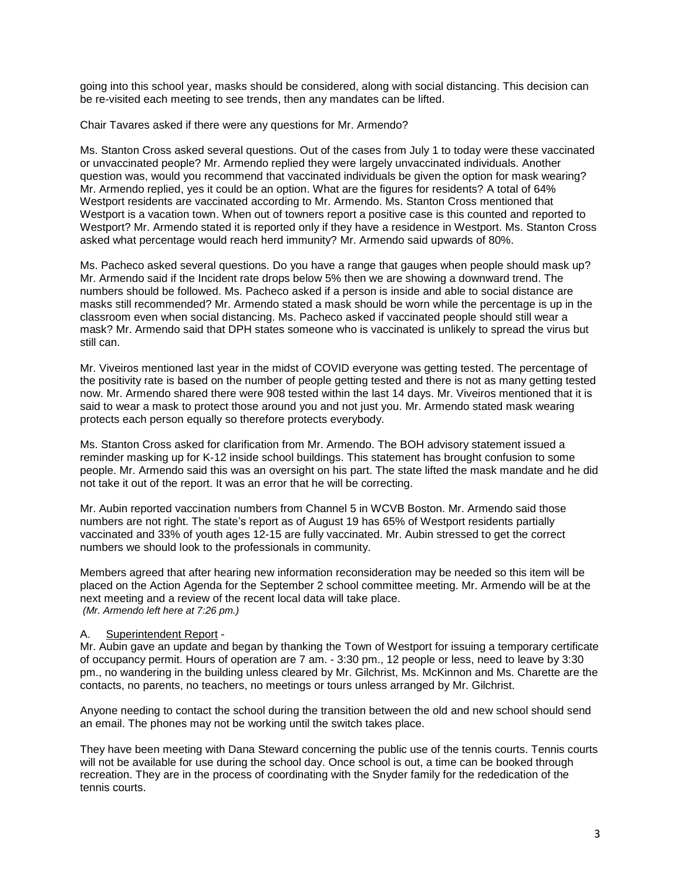going into this school year, masks should be considered, along with social distancing. This decision can be re-visited each meeting to see trends, then any mandates can be lifted.

Chair Tavares asked if there were any questions for Mr. Armendo?

Ms. Stanton Cross asked several questions. Out of the cases from July 1 to today were these vaccinated or unvaccinated people? Mr. Armendo replied they were largely unvaccinated individuals. Another question was, would you recommend that vaccinated individuals be given the option for mask wearing? Mr. Armendo replied, yes it could be an option. What are the figures for residents? A total of 64% Westport residents are vaccinated according to Mr. Armendo. Ms. Stanton Cross mentioned that Westport is a vacation town. When out of towners report a positive case is this counted and reported to Westport? Mr. Armendo stated it is reported only if they have a residence in Westport. Ms. Stanton Cross asked what percentage would reach herd immunity? Mr. Armendo said upwards of 80%.

Ms. Pacheco asked several questions. Do you have a range that gauges when people should mask up? Mr. Armendo said if the Incident rate drops below 5% then we are showing a downward trend. The numbers should be followed. Ms. Pacheco asked if a person is inside and able to social distance are masks still recommended? Mr. Armendo stated a mask should be worn while the percentage is up in the classroom even when social distancing. Ms. Pacheco asked if vaccinated people should still wear a mask? Mr. Armendo said that DPH states someone who is vaccinated is unlikely to spread the virus but still can.

Mr. Viveiros mentioned last year in the midst of COVID everyone was getting tested. The percentage of the positivity rate is based on the number of people getting tested and there is not as many getting tested now. Mr. Armendo shared there were 908 tested within the last 14 days. Mr. Viveiros mentioned that it is said to wear a mask to protect those around you and not just you. Mr. Armendo stated mask wearing protects each person equally so therefore protects everybody.

Ms. Stanton Cross asked for clarification from Mr. Armendo. The BOH advisory statement issued a reminder masking up for K-12 inside school buildings. This statement has brought confusion to some people. Mr. Armendo said this was an oversight on his part. The state lifted the mask mandate and he did not take it out of the report. It was an error that he will be correcting.

Mr. Aubin reported vaccination numbers from Channel 5 in WCVB Boston. Mr. Armendo said those numbers are not right. The state's report as of August 19 has 65% of Westport residents partially vaccinated and 33% of youth ages 12-15 are fully vaccinated. Mr. Aubin stressed to get the correct numbers we should look to the professionals in community.

Members agreed that after hearing new information reconsideration may be needed so this item will be placed on the Action Agenda for the September 2 school committee meeting. Mr. Armendo will be at the next meeting and a review of the recent local data will take place.
*(Mr. Armendo left here at 7:26 pm.)*

A. Superintendent Report -
Mr. Aubin gave an update and began by thanking the Town of Westport for issuing a temporary certificate of occupancy permit. Hours of operation are 7 am. - 3:30 pm., 12 people or less, need to leave by 3:30 pm., no wandering in the building unless cleared by Mr. Gilchrist, Ms. McKinnon and Ms. Charette are the contacts, no parents, no teachers, no meetings or tours unless arranged by Mr. Gilchrist.

Anyone needing to contact the school during the transition between the old and new school should send an email. The phones may not be working until the switch takes place.

They have been meeting with Dana Steward concerning the public use of the tennis courts. Tennis courts will not be available for use during the school day. Once school is out, a time can be booked through recreation. They are in the process of coordinating with the Snyder family for the rededication of the tennis courts.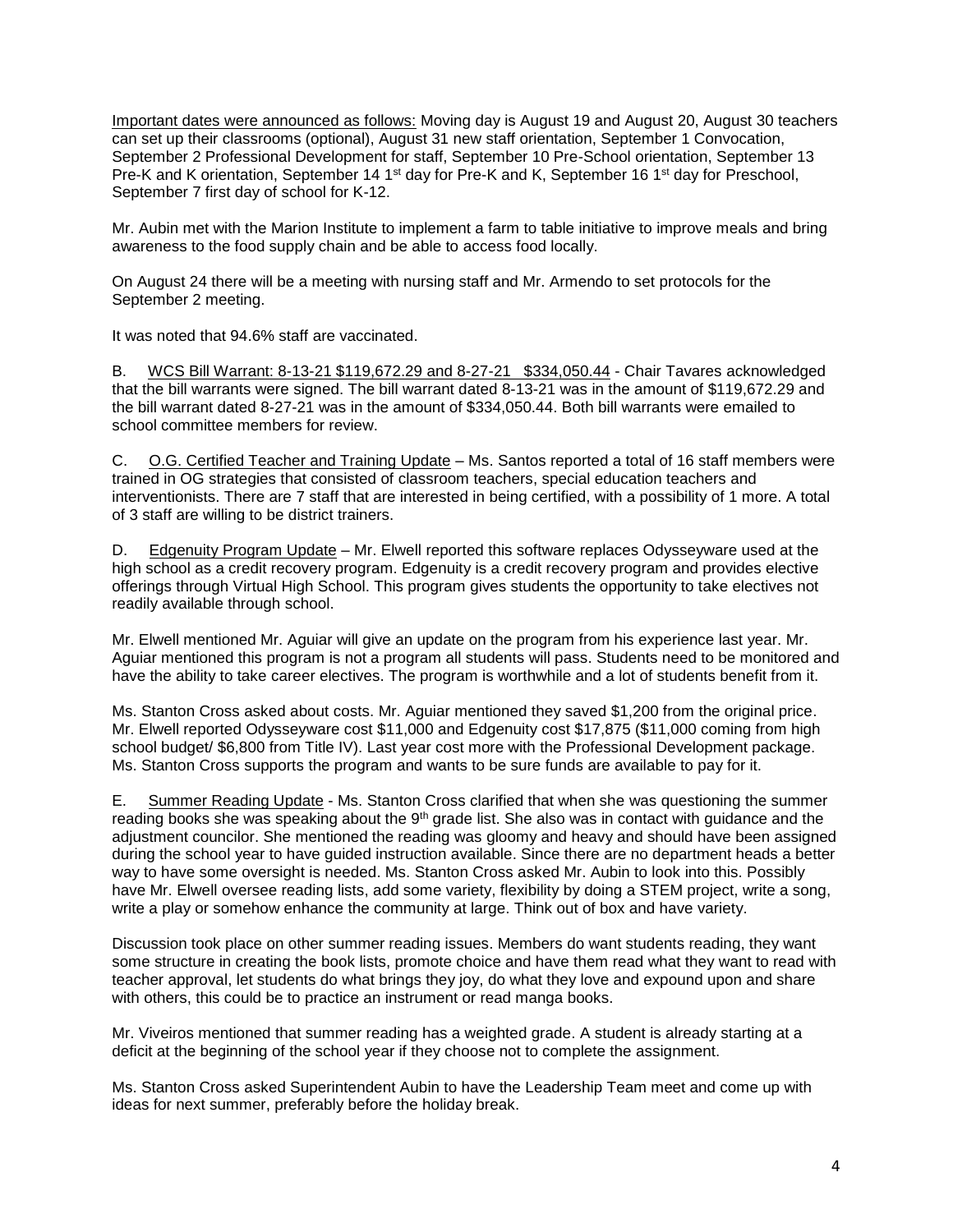Important dates were announced as follows: Moving day is August 19 and August 20, August 30 teachers can set up their classrooms (optional), August 31 new staff orientation, September 1 Convocation, September 2 Professional Development for staff, September 10 Pre-School orientation, September 13 Pre-K and K orientation, September 14 1st day for Pre-K and K, September 16 1st day for Preschool, September 7 first day of school for K-12.

Mr. Aubin met with the Marion Institute to implement a farm to table initiative to improve meals and bring awareness to the food supply chain and be able to access food locally.

On August 24 there will be a meeting with nursing staff and Mr. Armendo to set protocols for the September 2 meeting.

It was noted that 94.6% staff are vaccinated.

B. WCS Bill Warrant: 8-13-21 $119,672.29 and 8-27-21 $334,050.44 - Chair Tavares acknowledged that the bill warrants were signed. The bill warrant dated 8-13-21 was in the amount of $119,672.29 and the bill warrant dated 8-27-21 was in the amount of $334,050.44. Both bill warrants were emailed to school committee members for review.

C. O.G. Certified Teacher and Training Update – Ms. Santos reported a total of 16 staff members were trained in OG strategies that consisted of classroom teachers, special education teachers and interventionists. There are 7 staff that are interested in being certified, with a possibility of 1 more. A total of 3 staff are willing to be district trainers.

D. Edgenuity Program Update – Mr. Elwell reported this software replaces Odysseyware used at the high school as a credit recovery program. Edgenuity is a credit recovery program and provides elective offerings through Virtual High School. This program gives students the opportunity to take electives not readily available through school.

Mr. Elwell mentioned Mr. Aguiar will give an update on the program from his experience last year. Mr. Aguiar mentioned this program is not a program all students will pass. Students need to be monitored and have the ability to take career electives. The program is worthwhile and a lot of students benefit from it.

Ms. Stanton Cross asked about costs. Mr. Aguiar mentioned they saved $1,200 from the original price. Mr. Elwell reported Odysseyware cost $11,000 and Edgenuity cost $17,875 ($11,000 coming from high school budget/ $6,800 from Title IV). Last year cost more with the Professional Development package. Ms. Stanton Cross supports the program and wants to be sure funds are available to pay for it.

E. Summer Reading Update - Ms. Stanton Cross clarified that when she was questioning the summer reading books she was speaking about the 9th grade list. She also was in contact with guidance and the adjustment councilor. She mentioned the reading was gloomy and heavy and should have been assigned during the school year to have guided instruction available. Since there are no department heads a better way to have some oversight is needed. Ms. Stanton Cross asked Mr. Aubin to look into this. Possibly have Mr. Elwell oversee reading lists, add some variety, flexibility by doing a STEM project, write a song, write a play or somehow enhance the community at large. Think out of box and have variety.

Discussion took place on other summer reading issues. Members do want students reading, they want some structure in creating the book lists, promote choice and have them read what they want to read with teacher approval, let students do what brings they joy, do what they love and expound upon and share with others, this could be to practice an instrument or read manga books.

Mr. Viveiros mentioned that summer reading has a weighted grade. A student is already starting at a deficit at the beginning of the school year if they choose not to complete the assignment.

Ms. Stanton Cross asked Superintendent Aubin to have the Leadership Team meet and come up with ideas for next summer, preferably before the holiday break.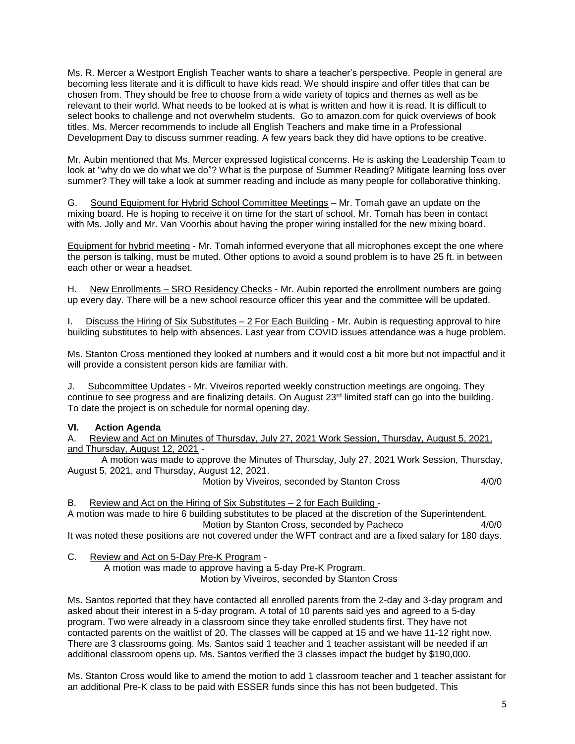Ms. R. Mercer a Westport English Teacher wants to share a teacher's perspective. People in general are becoming less literate and it is difficult to have kids read. We should inspire and offer titles that can be chosen from. They should be free to choose from a wide variety of topics and themes as well as be relevant to their world. What needs to be looked at is what is written and how it is read. It is difficult to select books to challenge and not overwhelm students. Go to amazon.com for quick overviews of book titles. Ms. Mercer recommends to include all English Teachers and make time in a Professional Development Day to discuss summer reading. A few years back they did have options to be creative.

Mr. Aubin mentioned that Ms. Mercer expressed logistical concerns. He is asking the Leadership Team to look at "why do we do what we do"? What is the purpose of Summer Reading? Mitigate learning loss over summer? They will take a look at summer reading and include as many people for collaborative thinking.

G. Sound Equipment for Hybrid School Committee Meetings – Mr. Tomah gave an update on the mixing board. He is hoping to receive it on time for the start of school. Mr. Tomah has been in contact with Ms. Jolly and Mr. Van Voorhis about having the proper wiring installed for the new mixing board.

Equipment for hybrid meeting - Mr. Tomah informed everyone that all microphones except the one where the person is talking, must be muted. Other options to avoid a sound problem is to have 25 ft. in between each other or wear a headset.

H. New Enrollments – SRO Residency Checks - Mr. Aubin reported the enrollment numbers are going up every day. There will be a new school resource officer this year and the committee will be updated.

I. Discuss the Hiring of Six Substitutes – 2 For Each Building - Mr. Aubin is requesting approval to hire building substitutes to help with absences. Last year from COVID issues attendance was a huge problem.

Ms. Stanton Cross mentioned they looked at numbers and it would cost a bit more but not impactful and it will provide a consistent person kids are familiar with.

J. Subcommittee Updates - Mr. Viveiros reported weekly construction meetings are ongoing. They continue to see progress and are finalizing details. On August 23rd limited staff can go into the building. To date the project is on schedule for normal opening day.

## VI. Action Agenda

A. Review and Act on Minutes of Thursday, July 27, 2021 Work Session, Thursday, August 5, 2021, and Thursday, August 12, 2021 -

A motion was made to approve the Minutes of Thursday, July 27, 2021 Work Session, Thursday, August 5, 2021, and Thursday, August 12, 2021.

Motion by Viveiros, seconded by Stanton Cross 4/0/0

B. Review and Act on the Hiring of Six Substitutes – 2 for Each Building -

A motion was made to hire 6 building substitutes to be placed at the discretion of the Superintendent.

Motion by Stanton Cross, seconded by Pacheco 4/0/0

It was noted these positions are not covered under the WFT contract and are a fixed salary for 180 days.

C. Review and Act on 5-Day Pre-K Program -

A motion was made to approve having a 5-day Pre-K Program.

Motion by Viveiros, seconded by Stanton Cross

Ms. Santos reported that they have contacted all enrolled parents from the 2-day and 3-day program and asked about their interest in a 5-day program. A total of 10 parents said yes and agreed to a 5-day program. Two were already in a classroom since they take enrolled students first. They have not contacted parents on the waitlist of 20. The classes will be capped at 15 and we have 11-12 right now. There are 3 classrooms going. Ms. Santos said 1 teacher and 1 teacher assistant will be needed if an additional classroom opens up. Ms. Santos verified the 3 classes impact the budget by $190,000.

Ms. Stanton Cross would like to amend the motion to add 1 classroom teacher and 1 teacher assistant for an additional Pre-K class to be paid with ESSER funds since this has not been budgeted. This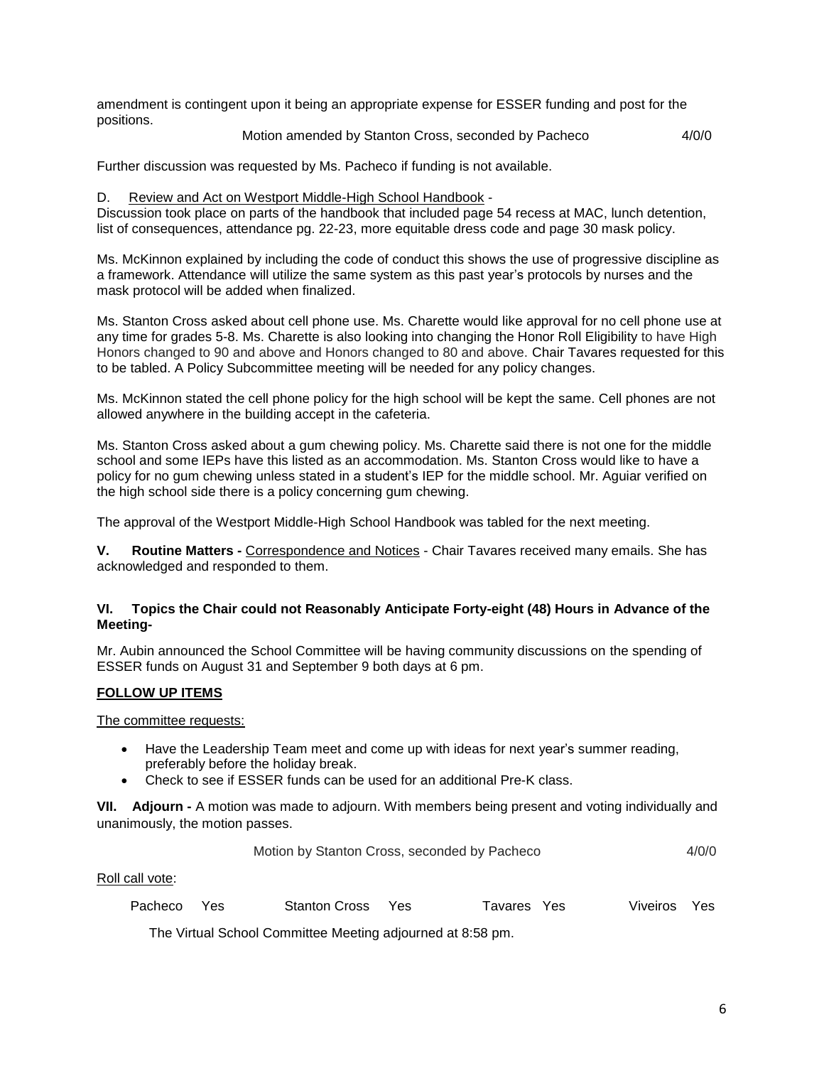amendment is contingent upon it being an appropriate expense for ESSER funding and post for the positions.

Motion amended by Stanton Cross, seconded by Pacheco 4/0/0

Further discussion was requested by Ms. Pacheco if funding is not available.

D. Review and Act on Westport Middle-High School Handbook -
Discussion took place on parts of the handbook that included page 54 recess at MAC, lunch detention, list of consequences, attendance pg. 22-23, more equitable dress code and page 30 mask policy.

Ms. McKinnon explained by including the code of conduct this shows the use of progressive discipline as a framework. Attendance will utilize the same system as this past year's protocols by nurses and the mask protocol will be added when finalized.

Ms. Stanton Cross asked about cell phone use. Ms. Charette would like approval for no cell phone use at any time for grades 5-8. Ms. Charette is also looking into changing the Honor Roll Eligibility to have High Honors changed to 90 and above and Honors changed to 80 and above. Chair Tavares requested for this to be tabled. A Policy Subcommittee meeting will be needed for any policy changes.

Ms. McKinnon stated the cell phone policy for the high school will be kept the same. Cell phones are not allowed anywhere in the building accept in the cafeteria.

Ms. Stanton Cross asked about a gum chewing policy. Ms. Charette said there is not one for the middle school and some IEPs have this listed as an accommodation. Ms. Stanton Cross would like to have a policy for no gum chewing unless stated in a student's IEP for the middle school. Mr. Aguiar verified on the high school side there is a policy concerning gum chewing.

The approval of the Westport Middle-High School Handbook was tabled for the next meeting.

**V. Routine Matters -** Correspondence and Notices - Chair Tavares received many emails. She has acknowledged and responded to them.

**VI. Topics the Chair could not Reasonably Anticipate Forty-eight (48) Hours in Advance of the Meeting-**

Mr. Aubin announced the School Committee will be having community discussions on the spending of ESSER funds on August 31 and September 9 both days at 6 pm.

**FOLLOW UP ITEMS**

The committee requests:

- Have the Leadership Team meet and come up with ideas for next year's summer reading, preferably before the holiday break.
- Check to see if ESSER funds can be used for an additional Pre-K class.

**VII. Adjourn -** A motion was made to adjourn. With members being present and voting individually and unanimously, the motion passes.

Motion by Stanton Cross, seconded by Pacheco 4/0/0

Roll call vote:

Pacheco Yes    Stanton Cross Yes    Tavares Yes    Viveiros Yes

The Virtual School Committee Meeting adjourned at 8:58 pm.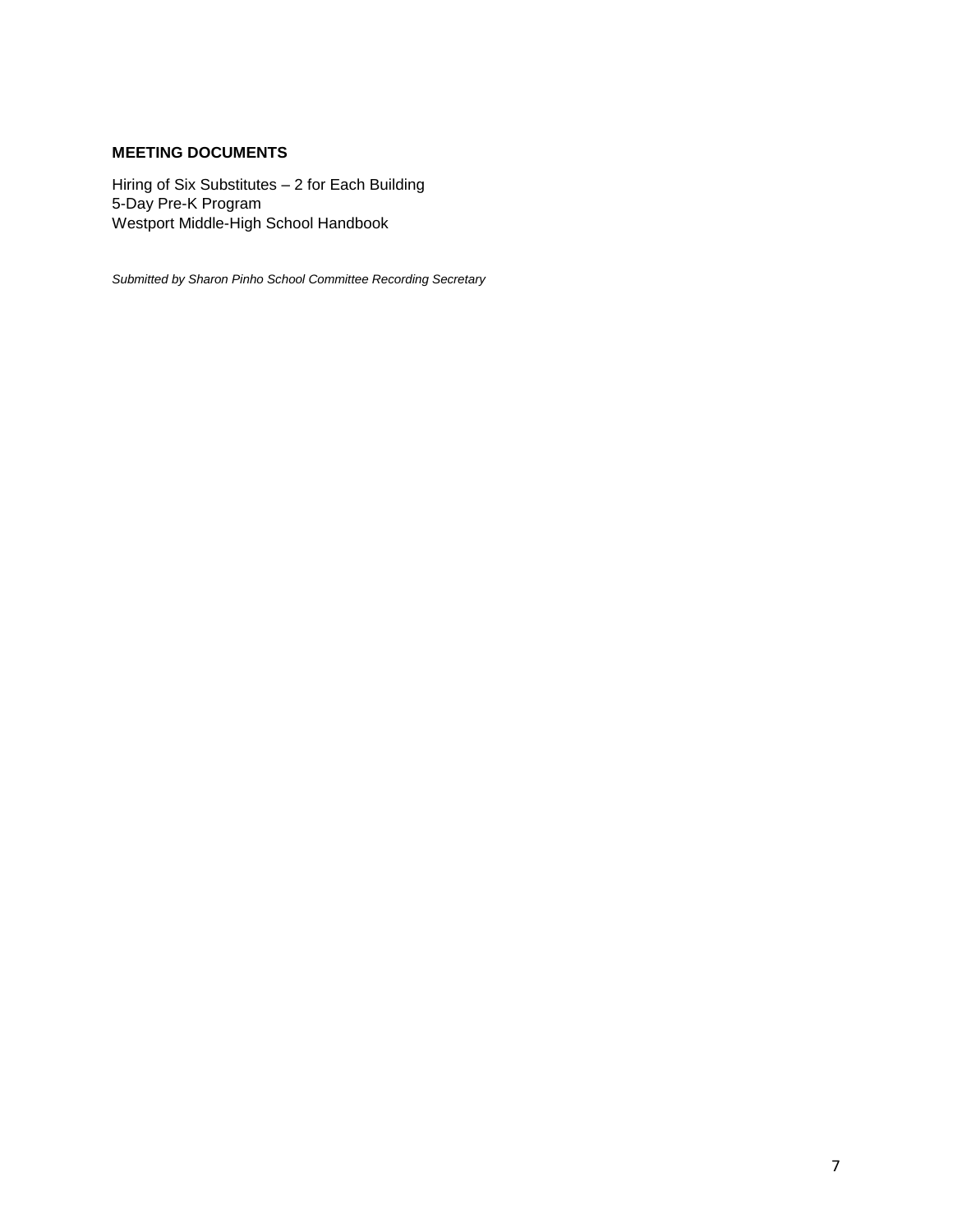**MEETING DOCUMENTS**

Hiring of Six Substitutes – 2 for Each Building
5-Day Pre-K Program
Westport Middle-High School Handbook

*Submitted by Sharon Pinho School Committee Recording Secretary*